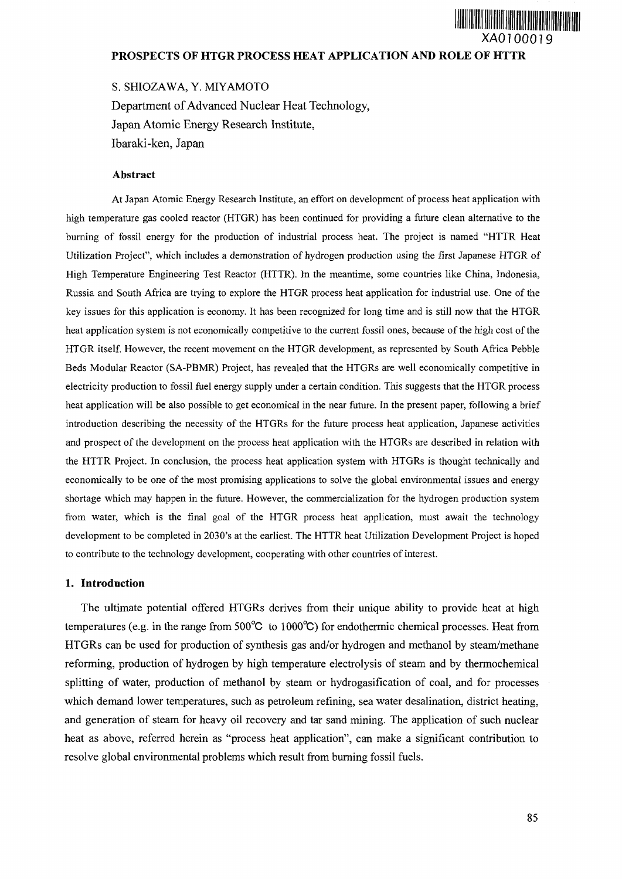# PROSPECTS OF HTGR PROCESS HEAT APPLICATION AND ROLE OF HTTR

S. SHIOZAWA, Y. MIYAMOTO
Department of Advanced Nuclear Heat Technology,
Japan Atomic Energy Research Institute,
Ibaraki-ken, Japan

### Abstract

At Japan Atomic Energy Research Institute, an effort on development of process heat application with high temperature gas cooled reactor (HTGR) has been continued for providing a future clean alternative to the burning of fossil energy for the production of industrial process heat. The project is named "HTTR Heat Utilization Project", which includes a demonstration of hydrogen production using the first Japanese HTGR of High Temperature Engineering Test Reactor (HTTR). In the meantime, some countries like China, Indonesia, Russia and South Africa are trying to explore the HTGR process heat application for industrial use. One of the key issues for this application is economy. It has been recognized for long time and is still now that the HTGR heat application system is not economically competitive to the current fossil ones, because of the high cost of the HTGR itself. However, the recent movement on the HTGR development, as represented by South Africa Pebble Beds Modular Reactor (SA-PBMR) Project, has revealed that the HTGRs are well economically competitive in electricity production to fossil fuel energy supply under a certain condition. This suggests that the HTGR process heat application will be also possible to get economical in the near future. In the present paper, following a brief introduction describing the necessity of the HTGRs for the future process heat application, Japanese activities and prospect of the development on the process heat application with the HTGRs are described in relation with the HTTR Project. In conclusion, the process heat application system with HTGRs is thought technically and economically to be one of the most promising applications to solve the global environmental issues and energy shortage which may happen in the future. However, the commercialization for the hydrogen production system from water, which is the final goal of the HTGR process heat application, must await the technology development to be completed in 2030's at the earliest. The HTTR heat Utilization Development Project is hoped to contribute to the technology development, cooperating with other countries of interest.

## 1. Introduction

The ultimate potential offered HTGRs derives from their unique ability to provide heat at high temperatures (e.g. in the range from 500℃ to 1000℃) for endothermic chemical processes. Heat from HTGRs can be used for production of synthesis gas and/or hydrogen and methanol by steam/methane reforming, production of hydrogen by high temperature electrolysis of steam and by thermochemical splitting of water, production of methanol by steam or hydrogasification of coal, and for processes which demand lower temperatures, such as petroleum refining, sea water desalination, district heating, and generation of steam for heavy oil recovery and tar sand mining. The application of such nuclear heat as above, referred herein as "process heat application", can make a significant contribution to resolve global environmental problems which result from burning fossil fuels.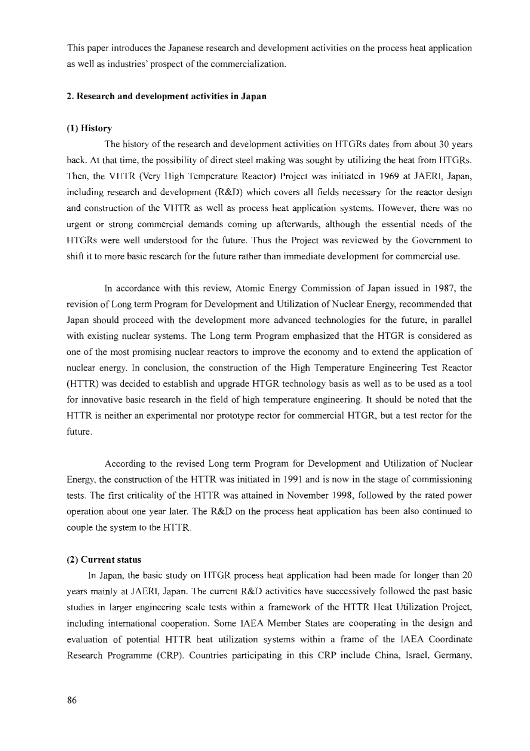This paper introduces the Japanese research and development activities on the process heat application as well as industries' prospect of the commercialization.

## 2. Research and development activities in Japan

### (1) History

The history of the research and development activities on HTGRs dates from about 30 years back. At that time, the possibility of direct steel making was sought by utilizing the heat from HTGRs. Then, the VHTR (Very High Temperature Reactor) Project was initiated in 1969 at JAERI, Japan, including research and development (R&D) which covers all fields necessary for the reactor design and construction of the VHTR as well as process heat application systems. However, there was no urgent or strong commercial demands coming up afterwards, although the essential needs of the HTGRs were well understood for the future. Thus the Project was reviewed by the Government to shift it to more basic research for the future rather than immediate development for commercial use.

In accordance with this review, Atomic Energy Commission of Japan issued in 1987, the revision of Long term Program for Development and Utilization of Nuclear Energy, recommended that Japan should proceed with the development more advanced technologies for the future, in parallel with existing nuclear systems. The Long term Program emphasized that the HTGR is considered as one of the most promising nuclear reactors to improve the economy and to extend the application of nuclear energy. In conclusion, the construction of the High Temperature Engineering Test Reactor (HTTR) was decided to establish and upgrade HTGR technology basis as well as to be used as a tool for innovative basic research in the field of high temperature engineering. It should be noted that the HTTR is neither an experimental nor prototype rector for commercial HTGR, but a test rector for the future.

According to the revised Long term Program for Development and Utilization of Nuclear Energy, the construction of the HTTR was initiated in 1991 and is now in the stage of commissioning tests. The first criticality of the HTTR was attained in November 1998, followed by the rated power operation about one year later. The R&D on the process heat application has been also continued to couple the system to the HTTR.

### (2) Current status

In Japan, the basic study on HTGR process heat application had been made for longer than 20 years mainly at JAERI, Japan. The current R&D activities have successively followed the past basic studies in larger engineering scale tests within a framework of the HTTR Heat Utilization Project, including international cooperation. Some IAEA Member States are cooperating in the design and evaluation of potential HTTR heat utilization systems within a frame of the IAEA Coordinate Research Programme (CRP). Countries participating in this CRP include China, Israel, Germany,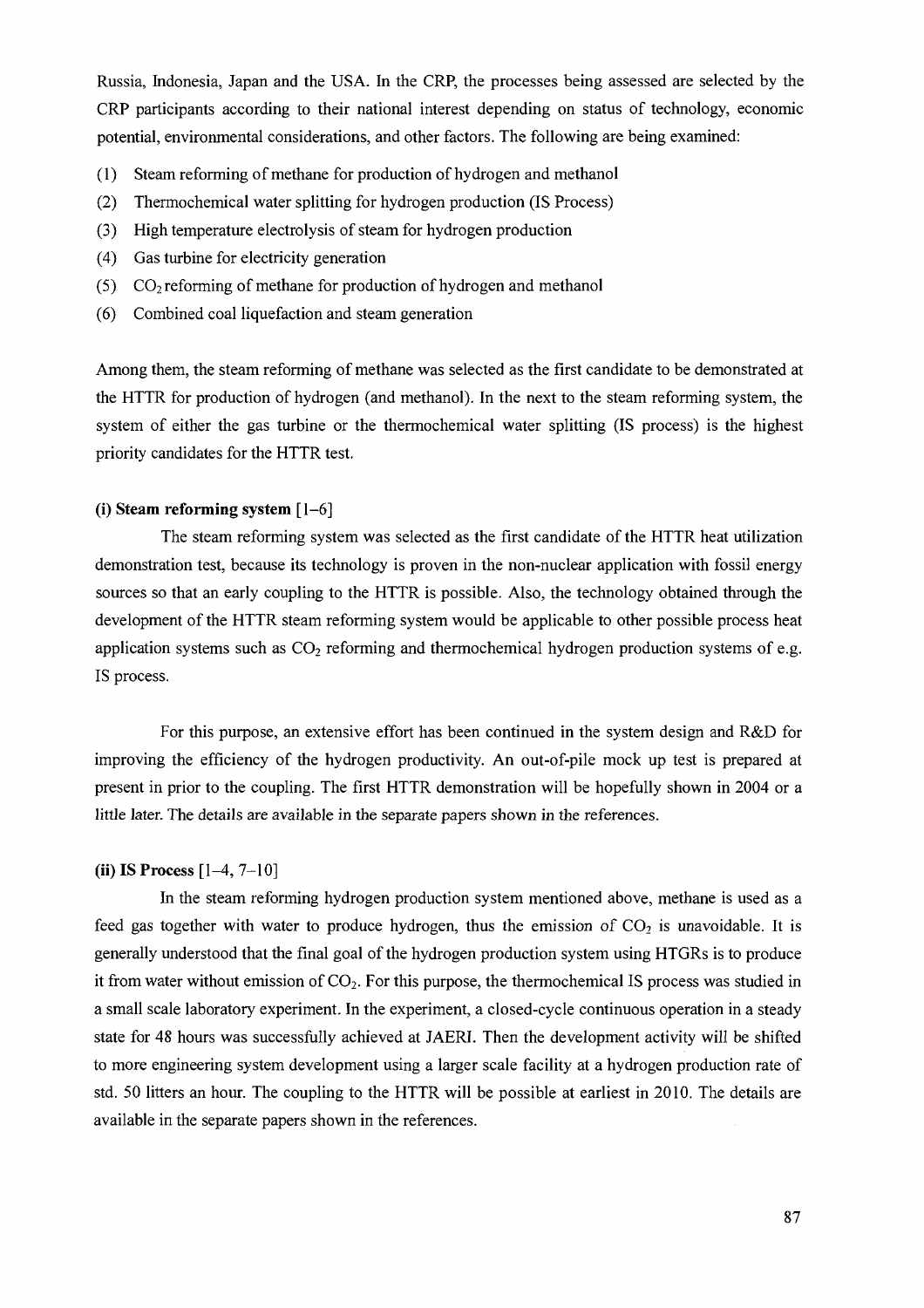Russia, Indonesia, Japan and the USA. In the CRP, the processes being assessed are selected by the CRP participants according to their national interest depending on status of technology, economic potential, environmental considerations, and other factors. The following are being examined:

(1) Steam reforming of methane for production of hydrogen and methanol
(2) Thermochemical water splitting for hydrogen production (IS Process)
(3) High temperature electrolysis of steam for hydrogen production
(4) Gas turbine for electricity generation
(5) $CO_2$ reforming of methane for production of hydrogen and methanol
(6) Combined coal liquefaction and steam generation

Among them, the steam reforming of methane was selected as the first candidate to be demonstrated at the HTTR for production of hydrogen (and methanol). In the next to the steam reforming system, the system of either the gas turbine or the thermochemical water splitting (IS process) is the highest priority candidates for the HTTR test.

**(i) Steam reforming system** [1–6]

The steam reforming system was selected as the first candidate of the HTTR heat utilization demonstration test, because its technology is proven in the non-nuclear application with fossil energy sources so that an early coupling to the HTTR is possible. Also, the technology obtained through the development of the HTTR steam reforming system would be applicable to other possible process heat application systems such as $CO_2$ reforming and thermochemical hydrogen production systems of e.g. IS process.

For this purpose, an extensive effort has been continued in the system design and R&D for improving the efficiency of the hydrogen productivity. An out-of-pile mock up test is prepared at present in prior to the coupling. The first HTTR demonstration will be hopefully shown in 2004 or a little later. The details are available in the separate papers shown in the references.

**(ii) IS Process** [1–4, 7–10]

In the steam reforming hydrogen production system mentioned above, methane is used as a feed gas together with water to produce hydrogen, thus the emission of $CO_2$ is unavoidable. It is generally understood that the final goal of the hydrogen production system using HTGRs is to produce it from water without emission of $CO_2$. For this purpose, the thermochemical IS process was studied in a small scale laboratory experiment. In the experiment, a closed-cycle continuous operation in a steady state for 48 hours was successfully achieved at JAERI. Then the development activity will be shifted to more engineering system development using a larger scale facility at a hydrogen production rate of std. 50 litters an hour. The coupling to the HTTR will be possible at earliest in 2010. The details are available in the separate papers shown in the references.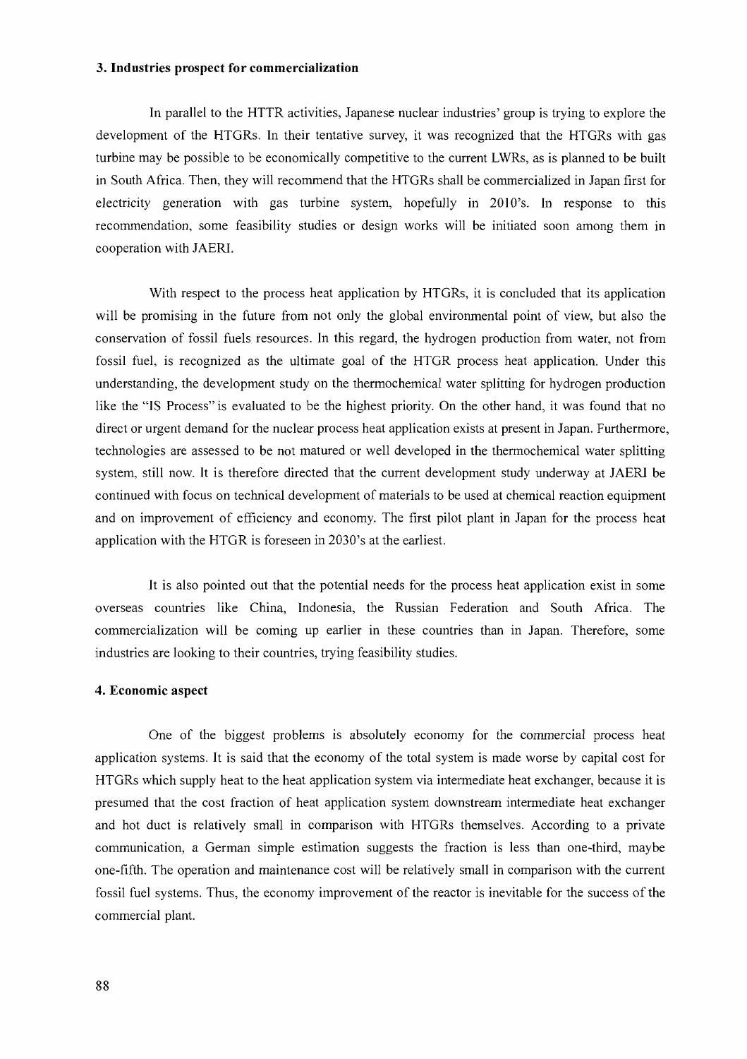### 3. Industries prospect for commercialization

In parallel to the HTTR activities, Japanese nuclear industries' group is trying to explore the development of the HTGRs. In their tentative survey, it was recognized that the HTGRs with gas turbine may be possible to be economically competitive to the current LWRs, as is planned to be built in South Africa. Then, they will recommend that the HTGRs shall be commercialized in Japan first for electricity generation with gas turbine system, hopefully in 2010's. In response to this recommendation, some feasibility studies or design works will be initiated soon among them in cooperation with JAERI.

With respect to the process heat application by HTGRs, it is concluded that its application will be promising in the future from not only the global environmental point of view, but also the conservation of fossil fuels resources. In this regard, the hydrogen production from water, not from fossil fuel, is recognized as the ultimate goal of the HTGR process heat application. Under this understanding, the development study on the thermochemical water splitting for hydrogen production like the "IS Process" is evaluated to be the highest priority. On the other hand, it was found that no direct or urgent demand for the nuclear process heat application exists at present in Japan. Furthermore, technologies are assessed to be not matured or well developed in the thermochemical water splitting system, still now. It is therefore directed that the current development study underway at JAERI be continued with focus on technical development of materials to be used at chemical reaction equipment and on improvement of efficiency and economy. The first pilot plant in Japan for the process heat application with the HTGR is foreseen in 2030's at the earliest.

It is also pointed out that the potential needs for the process heat application exist in some overseas countries like China, Indonesia, the Russian Federation and South Africa. The commercialization will be coming up earlier in these countries than in Japan. Therefore, some industries are looking to their countries, trying feasibility studies.

### 4. Economic aspect

One of the biggest problems is absolutely economy for the commercial process heat application systems. It is said that the economy of the total system is made worse by capital cost for HTGRs which supply heat to the heat application system via intermediate heat exchanger, because it is presumed that the cost fraction of heat application system downstream intermediate heat exchanger and hot duct is relatively small in comparison with HTGRs themselves. According to a private communication, a German simple estimation suggests the fraction is less than one-third, maybe one-fifth. The operation and maintenance cost will be relatively small in comparison with the current fossil fuel systems. Thus, the economy improvement of the reactor is inevitable for the success of the commercial plant.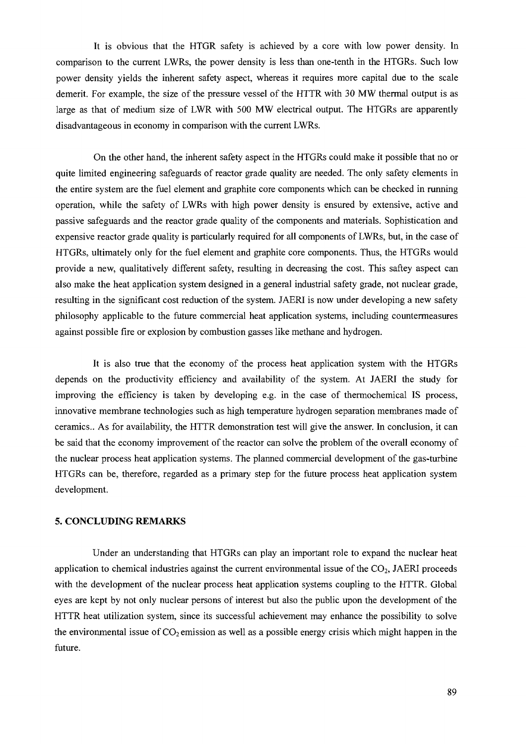It is obvious that the HTGR safety is achieved by a core with low power density. In comparison to the current LWRs, the power density is less than one-tenth in the HTGRs. Such low power density yields the inherent safety aspect, whereas it requires more capital due to the scale demerit. For example, the size of the pressure vessel of the HTTR with 30 MW thermal output is as large as that of medium size of LWR with 500 MW electrical output. The HTGRs are apparently disadvantageous in economy in comparison with the current LWRs.

On the other hand, the inherent safety aspect in the HTGRs could make it possible that no or quite limited engineering safeguards of reactor grade quality are needed. The only safety elements in the entire system are the fuel element and graphite core components which can be checked in running operation, while the safety of LWRs with high power density is ensured by extensive, active and passive safeguards and the reactor grade quality of the components and materials. Sophistication and expensive reactor grade quality is particularly required for all components of LWRs, but, in the case of HTGRs, ultimately only for the fuel element and graphite core components. Thus, the HTGRs would provide a new, qualitatively different safety, resulting in decreasing the cost. This saftey aspect can also make the heat application system designed in a general industrial safety grade, not nuclear grade, resulting in the significant cost reduction of the system. JAERI is now under developing a new safety philosophy applicable to the future commercial heat application systems, including countermeasures against possible fire or explosion by combustion gasses like methane and hydrogen.

It is also true that the economy of the process heat application system with the HTGRs depends on the productivity efficiency and availability of the system. At JAERI the study for improving the efficiency is taken by developing e.g. in the case of thermochemical IS process, innovative membrane technologies such as high temperature hydrogen separation membranes made of ceramics.. As for availability, the HTTR demonstration test will give the answer. In conclusion, it can be said that the economy improvement of the reactor can solve the problem of the overall economy of the nuclear process heat application systems. The planned commercial development of the gas-turbine HTGRs can be, therefore, regarded as a primary step for the future process heat application system development.

## 5. CONCLUDING REMARKS

Under an understanding that HTGRs can play an important role to expand the nuclear heat application to chemical industries against the current environmental issue of the $CO_2$, JAERI proceeds with the development of the nuclear process heat application systems coupling to the HTTR. Global eyes are kept by not only nuclear persons of interest but also the public upon the development of the HTTR heat utilization system, since its successful achievement may enhance the possibility to solve the environmental issue of $CO_2$ emission as well as a possible energy crisis which might happen in the future.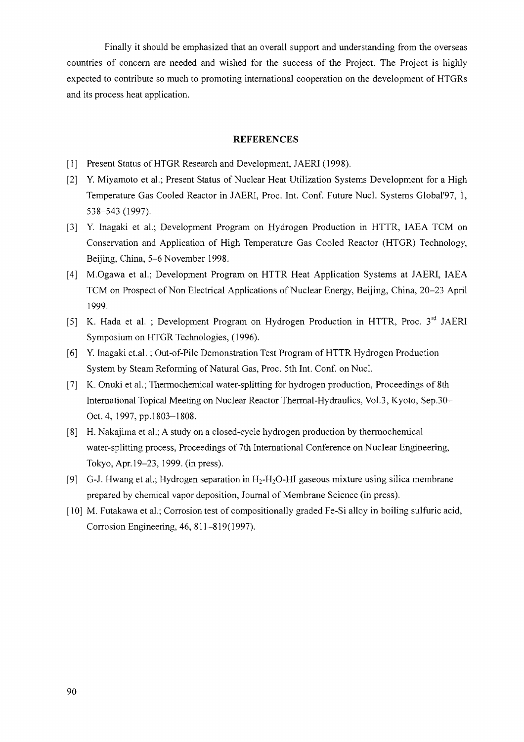Finally it should be emphasized that an overall support and understanding from the overseas countries of concern are needed and wished for the success of the Project. The Project is highly expected to contribute so much to promoting international cooperation on the development of HTGRs and its process heat application.

## REFERENCES

[1] Present Status of HTGR Research and Development, JAERI (1998).

[2] Y. Miyamoto et al.; Present Status of Nuclear Heat Utilization Systems Development for a High Temperature Gas Cooled Reactor in JAERI, Proc. Int. Conf. Future Nucl. Systems Global'97, 1, 538–543 (1997).

[3] Y. Inagaki et al.; Development Program on Hydrogen Production in HTTR, IAEA TCM on Conservation and Application of High Temperature Gas Cooled Reactor (HTGR) Technology, Beijing, China, 5–6 November 1998.

[4] M.Ogawa et al.; Development Program on HTTR Heat Application Systems at JAERI, IAEA TCM on Prospect of Non Electrical Applications of Nuclear Energy, Beijing, China, 20–23 April 1999.

[5] K. Hada et al. ; Development Program on Hydrogen Production in HTTR, Proc. 3rd JAERI Symposium on HTGR Technologies, (1996).

[6] Y. Inagaki et.al. ; Out-of-Pile Demonstration Test Program of HTTR Hydrogen Production System by Steam Reforming of Natural Gas, Proc. 5th Int. Conf. on Nucl.

[7] K. Onuki et al.; Thermochemical water-splitting for hydrogen production, Proceedings of 8th International Topical Meeting on Nuclear Reactor Thermal-Hydraulics, Vol.3, Kyoto, Sep.30–Oct. 4, 1997, pp.1803–1808.

[8] H. Nakajima et al.; A study on a closed-cycle hydrogen production by thermochemical water-splitting process, Proceedings of 7th International Conference on Nuclear Engineering, Tokyo, Apr.19–23, 1999. (in press).

[9] G-J. Hwang et al.; Hydrogen separation in $H_2$-$H_2O$-HI gaseous mixture using silica membrane prepared by chemical vapor deposition, Journal of Membrane Science (in press).

[10] M. Futakawa et al.; Corrosion test of compositionally graded Fe-Si alloy in boiling sulfuric acid, Corrosion Engineering, 46, 811–819(1997).